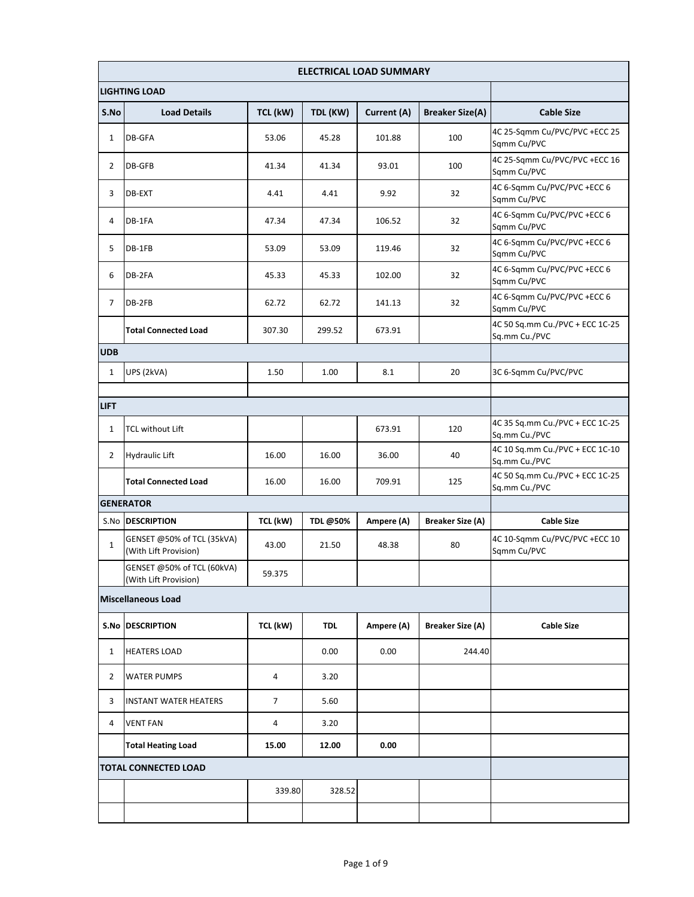| ELECTRICAL LOAD SUMMARY | | | | | | |
|---|---|---|---|---|---|---|
| **LIGHTING LOAD** | | | | | | |
| **S.No** | **Load Details** | **TCL (kW)** | **TDL (KW)** | **Current (A)** | **Breaker Size(A)** | **Cable Size** |
| 1 | DB-GFA | 53.06 | 45.28 | 101.88 | 100 | 4C 25-Sqmm Cu/PVC/PVC +ECC 25 Sqmm Cu/PVC |
| 2 | DB-GFB | 41.34 | 41.34 | 93.01 | 100 | 4C 25-Sqmm Cu/PVC/PVC +ECC 16 Sqmm Cu/PVC |
| 3 | DB-EXT | 4.41 | 4.41 | 9.92 | 32 | 4C 6-Sqmm Cu/PVC/PVC +ECC 6 Sqmm Cu/PVC |
| 4 | DB-1FA | 47.34 | 47.34 | 106.52 | 32 | 4C 6-Sqmm Cu/PVC/PVC +ECC 6 Sqmm Cu/PVC |
| 5 | DB-1FB | 53.09 | 53.09 | 119.46 | 32 | 4C 6-Sqmm Cu/PVC/PVC +ECC 6 Sqmm Cu/PVC |
| 6 | DB-2FA | 45.33 | 45.33 | 102.00 | 32 | 4C 6-Sqmm Cu/PVC/PVC +ECC 6 Sqmm Cu/PVC |
| 7 | DB-2FB | 62.72 | 62.72 | 141.13 | 32 | 4C 6-Sqmm Cu/PVC/PVC +ECC 6 Sqmm Cu/PVC |
| | **Total Connected Load** | 307.30 | 299.52 | 673.91 | | 4C 50 Sq.mm Cu./PVC + ECC 1C-25 Sq.mm Cu./PVC |
| **UDB** | | | | | | |
| 1 | UPS (2kVA) | 1.50 | 1.00 | 8.1 | 20 | 3C 6-Sqmm Cu/PVC/PVC |
| | | | | | | |
| **LIFT** | | | | | | |
| 1 | TCL without Lift | | | 673.91 | 120 | 4C 35 Sq.mm Cu./PVC + ECC 1C-25 Sq.mm Cu./PVC |
| 2 | Hydraulic Lift | 16.00 | 16.00 | 36.00 | 40 | 4C 10 Sq.mm Cu./PVC + ECC 1C-10 Sq.mm Cu./PVC |
| | **Total Connected Load** | 16.00 | 16.00 | 709.91 | 125 | 4C 50 Sq.mm Cu./PVC + ECC 1C-25 Sq.mm Cu./PVC |
| **GENERATOR** | | | | | | |
| S.No | **DESCRIPTION** | **TCL (kW)** | **TDL @50%** | **Ampere (A)** | **Breaker Size (A)** | **Cable Size** |
| 1 | GENSET @50% of TCL (35kVA) (With Lift Provision) | 43.00 | 21.50 | 48.38 | 80 | 4C 10-Sqmm Cu/PVC/PVC +ECC 10 Sqmm Cu/PVC |
| | GENSET @50% of TCL (60kVA) (With Lift Provision) | 59.375 | | | | |
| **Miscellaneous Load** | | | | | | |
| **S.No** | **DESCRIPTION** | **TCL (kW)** | **TDL** | **Ampere (A)** | **Breaker Size (A)** | **Cable Size** |
| 1 | HEATERS LOAD | | 0.00 | 0.00 | 244.40 | |
| 2 | WATER PUMPS | 4 | 3.20 | | | |
| 3 | INSTANT WATER HEATERS | 7 | 5.60 | | | |
| 4 | VENT FAN | 4 | 3.20 | | | |
| | **Total Heating Load** | **15.00** | **12.00** | **0.00** | | |
| **TOTAL CONNECTED LOAD** | | | | | | |
| | | 339.80 | 328.52 | | | |
| | | | | | | |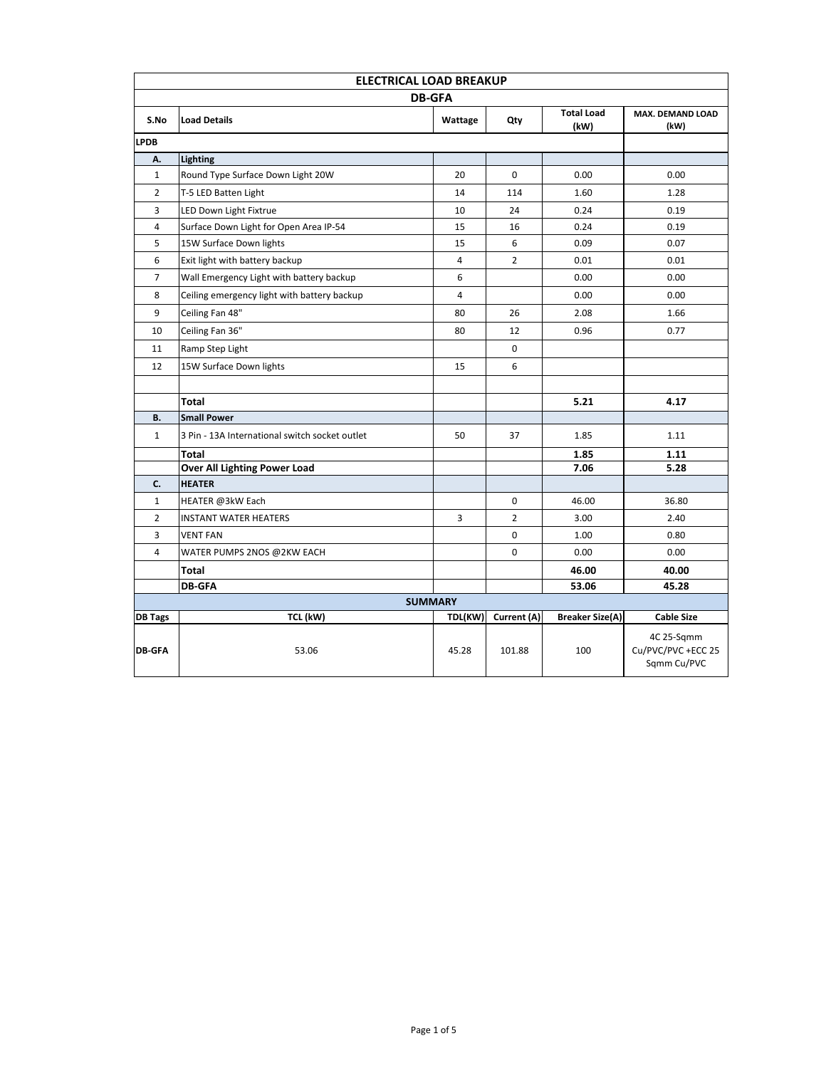| ELECTRICAL LOAD BREAKUP | | | | | |
|---|---|---|---|---|---|
| DB-GFA | | | | | |
| S.No | Load Details | Wattage | Qty | Total Load (kW) | MAX. DEMAND LOAD (kW) |
| LPDB | | | | | |
| A. | Lighting | | | | |
| 1 | Round Type Surface Down Light 20W | 20 | 0 | 0.00 | 0.00 |
| 2 | T-5 LED Batten Light | 14 | 114 | 1.60 | 1.28 |
| 3 | LED Down Light Fixtrue | 10 | 24 | 0.24 | 0.19 |
| 4 | Surface Down Light for Open Area IP-54 | 15 | 16 | 0.24 | 0.19 |
| 5 | 15W Surface Down lights | 15 | 6 | 0.09 | 0.07 |
| 6 | Exit light with battery backup | 4 | 2 | 0.01 | 0.01 |
| 7 | Wall Emergency Light with battery backup | 6 | | 0.00 | 0.00 |
| 8 | Ceiling emergency light with battery backup | 4 | | 0.00 | 0.00 |
| 9 | Ceiling Fan 48" | 80 | 26 | 2.08 | 1.66 |
| 10 | Ceiling Fan 36" | 80 | 12 | 0.96 | 0.77 |
| 11 | Ramp Step Light | | 0 | | |
| 12 | 15W Surface Down lights | 15 | 6 | | |
| | | | | | |
| | **Total** | | | **5.21** | **4.17** |
| B. | Small Power | | | | |
| 1 | 3 Pin - 13A International switch socket outlet | 50 | 37 | 1.85 | 1.11 |
| | **Total** | | | **1.85** | **1.11** |
| | **Over All Lighting Power Load** | | | **7.06** | **5.28** |
| C. | HEATER | | | | |
| 1 | HEATER @3kW Each | | 0 | 46.00 | 36.80 |
| 2 | INSTANT WATER HEATERS | 3 | 2 | 3.00 | 2.40 |
| 3 | VENT FAN | | 0 | 1.00 | 0.80 |
| 4 | WATER PUMPS 2NOS @2KW EACH | | 0 | 0.00 | 0.00 |
| | **Total** | | | **46.00** | **40.00** |
| | **DB-GFA** | | | **53.06** | **45.28** |
| SUMMARY | | | | | |
| DB Tags | TCL (kW) | TDL(KW) | Current (A) | Breaker Size(A) | Cable Size |
| DB-GFA | 53.06 | 45.28 | 101.88 | 100 | 4C 25-Sqmm Cu/PVC/PVC +ECC 25 Sqmm Cu/PVC |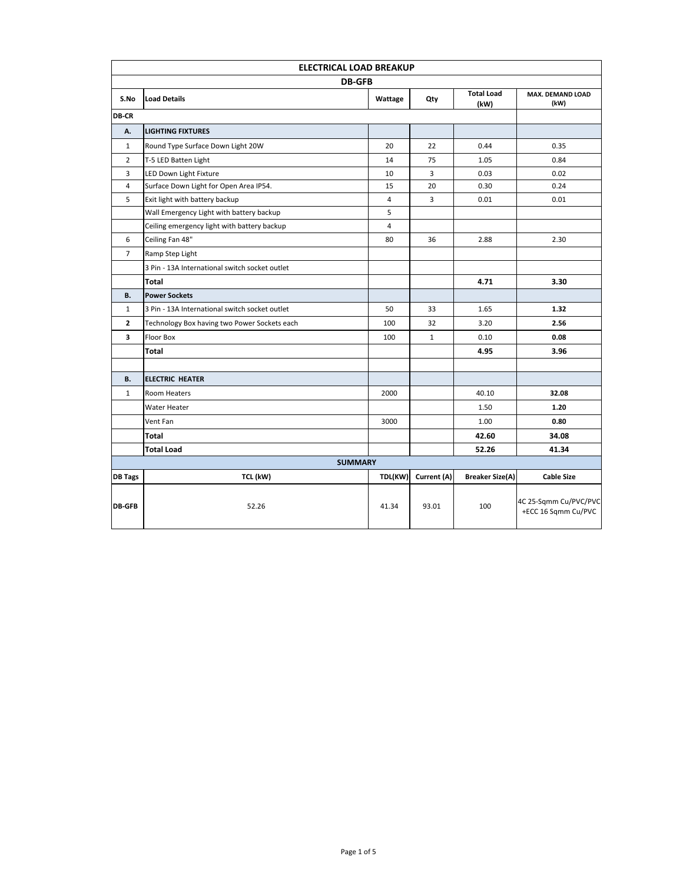| ELECTRICAL LOAD BREAKUP | | | | | |
|---|---|---|---|---|---|
| DB-GFB | | | | | |
| S.No | Load Details | Wattage | Qty | Total Load (kW) | MAX. DEMAND LOAD (kW) |
| DB-CR | | | | | |
| A. | **LIGHTING FIXTURES** | | | | |
| 1 | Round Type Surface Down Light 20W | 20 | 22 | 0.44 | 0.35 |
| 2 | T-5 LED Batten Light | 14 | 75 | 1.05 | 0.84 |
| 3 | LED Down Light Fixture | 10 | 3 | 0.03 | 0.02 |
| 4 | Surface Down Light for Open Area IP54. | 15 | 20 | 0.30 | 0.24 |
| 5 | Exit light with battery backup | 4 | 3 | 0.01 | 0.01 |
| | Wall Emergency Light with battery backup | 5 | | | |
| | Ceiling emergency light with battery backup | 4 | | | |
| 6 | Ceiling Fan 48" | 80 | 36 | 2.88 | 2.30 |
| 7 | Ramp Step Light | | | | |
| | 3 Pin - 13A International switch socket outlet | | | | |
| | **Total** | | | **4.71** | **3.30** |
| B. | **Power Sockets** | | | | |
| 1 | 3 Pin - 13A International switch socket outlet | 50 | 33 | 1.65 | **1.32** |
| **2** | Technology Box having two Power Sockets each | 100 | 32 | 3.20 | **2.56** |
| **3** | Floor Box | 100 | 1 | 0.10 | **0.08** |
| | **Total** | | | **4.95** | **3.96** |
| | | | | | |
| B. | **ELECTRIC HEATER** | | | | |
| 1 | Room Heaters | 2000 | | 40.10 | **32.08** |
| | Water Heater | | | 1.50 | **1.20** |
| | Vent Fan | 3000 | | 1.00 | **0.80** |
| | **Total** | | | **42.60** | **34.08** |
| | **Total Load** | | | **52.26** | **41.34** |
| SUMMARY | | | | | |
| **DB Tags** | **TCL (kW)** | **TDL(KW)** | **Current (A)** | **Breaker Size(A)** | **Cable Size** |
| **DB-GFB** | 52.26 | 41.34 | 93.01 | 100 | 4C 25-Sqmm Cu/PVC/PVC +ECC 16 Sqmm Cu/PVC |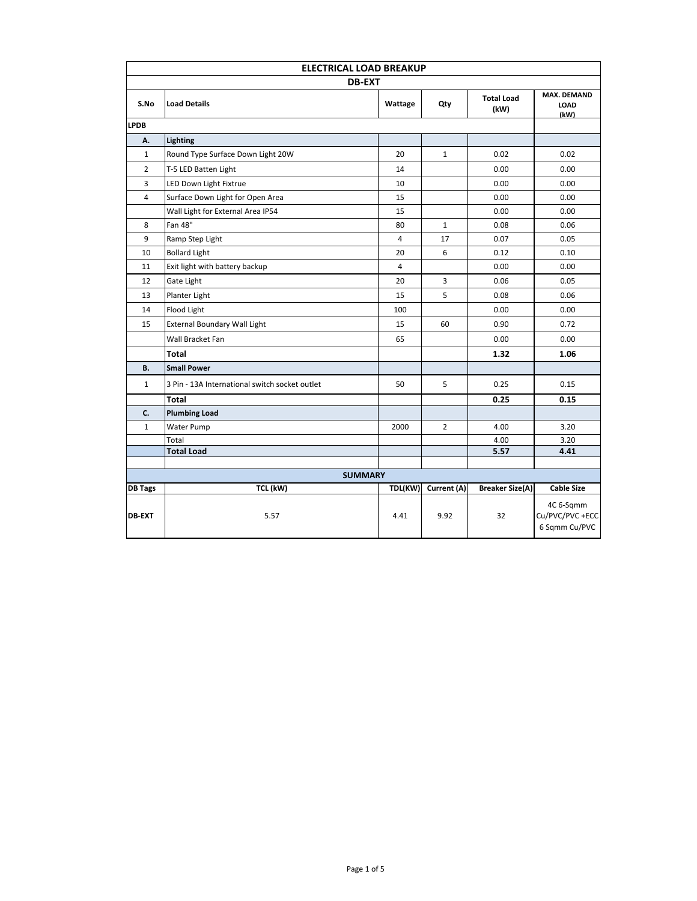## ELECTRICAL LOAD BREAKUP

### DB-EXT

| S.No | Load Details | Wattage | Qty | Total Load (kW) | MAX. DEMAND LOAD (kW) |
|---|---|---|---|---|---|
| LPDB | | | | | |
| A. | Lighting | | | | |
| 1 | Round Type Surface Down Light 20W | 20 | 1 | 0.02 | 0.02 |
| 2 | T-5 LED Batten Light | 14 | | 0.00 | 0.00 |
| 3 | LED Down Light Fixtrue | 10 | | 0.00 | 0.00 |
| 4 | Surface Down Light for Open Area | 15 | | 0.00 | 0.00 |
| | Wall Light for External Area IP54 | 15 | | 0.00 | 0.00 |
| 8 | Fan 48" | 80 | 1 | 0.08 | 0.06 |
| 9 | Ramp Step Light | 4 | 17 | 0.07 | 0.05 |
| 10 | Bollard Light | 20 | 6 | 0.12 | 0.10 |
| 11 | Exit light with battery backup | 4 | | 0.00 | 0.00 |
| 12 | Gate Light | 20 | 3 | 0.06 | 0.05 |
| 13 | Planter Light | 15 | 5 | 0.08 | 0.06 |
| 14 | Flood Light | 100 | | 0.00 | 0.00 |
| 15 | External Boundary Wall Light | 15 | 60 | 0.90 | 0.72 |
| | Wall Bracket Fan | 65 | | 0.00 | 0.00 |
| | **Total** | | | **1.32** | **1.06** |
| B. | Small Power | | | | |
| 1 | 3 Pin - 13A International switch socket outlet | 50 | 5 | 0.25 | 0.15 |
| | **Total** | | | **0.25** | **0.15** |
| C. | Plumbing Load | | | | |
| 1 | Water Pump | 2000 | 2 | 4.00 | 3.20 |
| | Total | | | 4.00 | 3.20 |
| | **Total Load** | | | **5.57** | **4.41** |

### SUMMARY

| DB Tags | TCL (kW) | TDL(KW) | Current (A) | Breaker Size(A) | Cable Size |
|---|---|---|---|---|---|
| DB-EXT | 5.57 | 4.41 | 9.92 | 32 | 4C 6-Sqmm Cu/PVC/PVC +ECC 6 Sqmm Cu/PVC |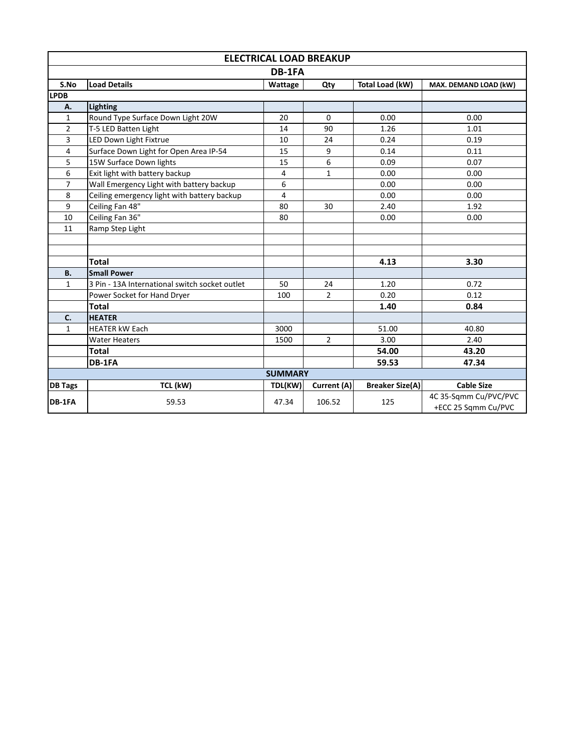| ELECTRICAL LOAD BREAKUP | | | | | |
|---|---|---|---|---|---|
| **DB-1FA** | | | | | |
| **S.No** | **Load Details** | **Wattage** | **Qty** | **Total Load (kW)** | **MAX. DEMAND LOAD (kW)** |
| **LPDB** | | | | | |
| **A.** | **Lighting** | | | | |
| 1 | Round Type Surface Down Light 20W | 20 | 0 | 0.00 | 0.00 |
| 2 | T-5 LED Batten Light | 14 | 90 | 1.26 | 1.01 |
| 3 | LED Down Light Fixtrue | 10 | 24 | 0.24 | 0.19 |
| 4 | Surface Down Light for Open Area IP-54 | 15 | 9 | 0.14 | 0.11 |
| 5 | 15W Surface Down lights | 15 | 6 | 0.09 | 0.07 |
| 6 | Exit light with battery backup | 4 | 1 | 0.00 | 0.00 |
| 7 | Wall Emergency Light with battery backup | 6 | | 0.00 | 0.00 |
| 8 | Ceiling emergency light with battery backup | 4 | | 0.00 | 0.00 |
| 9 | Ceiling Fan 48" | 80 | 30 | 2.40 | 1.92 |
| 10 | Ceiling Fan 36" | 80 | | 0.00 | 0.00 |
| 11 | Ramp Step Light | | | | |
| | | | | | |
| | | | | | |
| | **Total** | | | **4.13** | **3.30** |
| **B.** | **Small Power** | | | | |
| 1 | 3 Pin - 13A International switch socket outlet | 50 | 24 | 1.20 | 0.72 |
| | Power Socket for Hand Dryer | 100 | 2 | 0.20 | 0.12 |
| | **Total** | | | **1.40** | **0.84** |
| **C.** | **HEATER** | | | | |
| 1 | HEATER kW Each | 3000 | | 51.00 | 40.80 |
| | Water Heaters | 1500 | 2 | 3.00 | 2.40 |
| | **Total** | | | **54.00** | **43.20** |
| | **DB-1FA** | | | **59.53** | **47.34** |
| **SUMMARY** | | | | | |
| **DB Tags** | **TCL (kW)** | **TDL(KW)** | **Current (A)** | **Breaker Size(A)** | **Cable Size** |
| **DB-1FA** | 59.53 | 47.34 | 106.52 | 125 | 4C 35-Sqmm Cu/PVC/PVC +ECC 25 Sqmm Cu/PVC |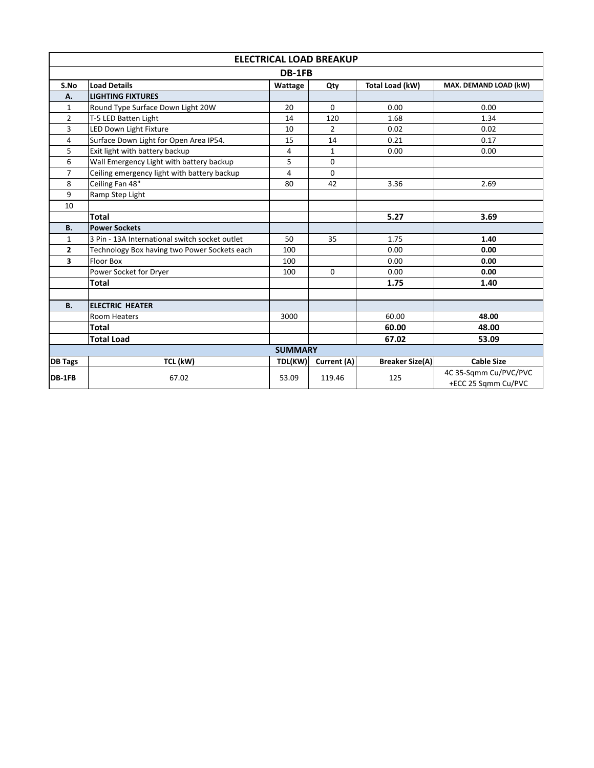| ELECTRICAL LOAD BREAKUP | | | | | |
|---|---|---|---|---|---|
| DB-1FB | | | | | |
| S.No | Load Details | Wattage | Qty | Total Load (kW) | MAX. DEMAND LOAD (kW) |
| **A.** | **LIGHTING FIXTURES** | | | | |
| 1 | Round Type Surface Down Light 20W | 20 | 0 | 0.00 | 0.00 |
| 2 | T-5 LED Batten Light | 14 | 120 | 1.68 | 1.34 |
| 3 | LED Down Light Fixture | 10 | 2 | 0.02 | 0.02 |
| 4 | Surface Down Light for Open Area IP54. | 15 | 14 | 0.21 | 0.17 |
| 5 | Exit light with battery backup | 4 | 1 | 0.00 | 0.00 |
| 6 | Wall Emergency Light with battery backup | 5 | 0 | | |
| 7 | Ceiling emergency light with battery backup | 4 | 0 | | |
| 8 | Ceiling Fan 48" | 80 | 42 | 3.36 | 2.69 |
| 9 | Ramp Step Light | | | | |
| 10 | | | | | |
| | **Total** | | | **5.27** | **3.69** |
| **B.** | **Power Sockets** | | | | |
| 1 | 3 Pin - 13A International switch socket outlet | 50 | 35 | 1.75 | **1.40** |
| **2** | Technology Box having two Power Sockets each | 100 | | 0.00 | **0.00** |
| **3** | Floor Box | 100 | | 0.00 | **0.00** |
| | Power Socket for Dryer | 100 | 0 | 0.00 | **0.00** |
| | **Total** | | | **1.75** | **1.40** |
| | | | | | |
| **B.** | **ELECTRIC HEATER** | | | | |
| | Room Heaters | 3000 | | 60.00 | **48.00** |
| | **Total** | | | **60.00** | **48.00** |
| | **Total Load** | | | **67.02** | **53.09** |
| **SUMMARY** | | | | | |
| **DB Tags** | **TCL (kW)** | **TDL(KW)** | **Current (A)** | **Breaker Size(A)** | **Cable Size** |
| **DB-1FB** | 67.02 | 53.09 | 119.46 | 125 | 4C 35-Sqmm Cu/PVC/PVC +ECC 25 Sqmm Cu/PVC |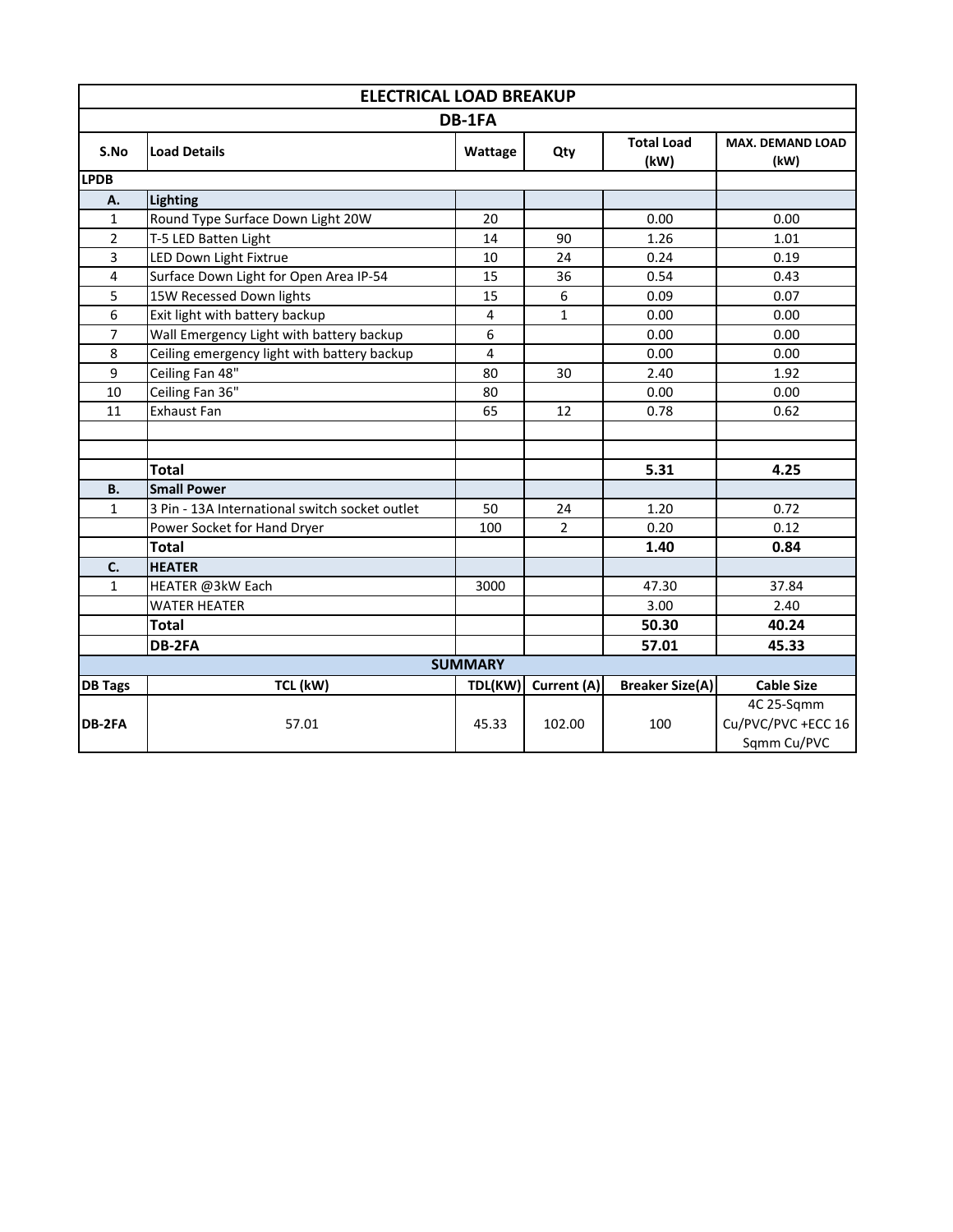| ELECTRICAL LOAD BREAKUP | | | | | |
|---|---|---|---|---|---|
| DB-1FA | | | | | |
| S.No | Load Details | Wattage | Qty | Total Load (kW) | MAX. DEMAND LOAD (kW) |
| LPDB | | | | | |
| A. | Lighting | | | | |
| 1 | Round Type Surface Down Light 20W | 20 | | 0.00 | 0.00 |
| 2 | T-5 LED Batten Light | 14 | 90 | 1.26 | 1.01 |
| 3 | LED Down Light Fixtrue | 10 | 24 | 0.24 | 0.19 |
| 4 | Surface Down Light for Open Area IP-54 | 15 | 36 | 0.54 | 0.43 |
| 5 | 15W Recessed Down lights | 15 | 6 | 0.09 | 0.07 |
| 6 | Exit light with battery backup | 4 | 1 | 0.00 | 0.00 |
| 7 | Wall Emergency Light with battery backup | 6 | | 0.00 | 0.00 |
| 8 | Ceiling emergency light with battery backup | 4 | | 0.00 | 0.00 |
| 9 | Ceiling Fan 48" | 80 | 30 | 2.40 | 1.92 |
| 10 | Ceiling Fan 36" | 80 | | 0.00 | 0.00 |
| 11 | Exhaust Fan | 65 | 12 | 0.78 | 0.62 |
| | | | | | |
| | | | | | |
| | **Total** | | | **5.31** | **4.25** |
| B. | **Small Power** | | | | |
| 1 | 3 Pin - 13A International switch socket outlet | 50 | 24 | 1.20 | 0.72 |
| | Power Socket for Hand Dryer | 100 | 2 | 0.20 | 0.12 |
| | **Total** | | | **1.40** | **0.84** |
| C. | **HEATER** | | | | |
| 1 | HEATER @3kW Each | 3000 | | 47.30 | 37.84 |
| | WATER HEATER | | | 3.00 | 2.40 |
| | **Total** | | | **50.30** | **40.24** |
| | **DB-2FA** | | | **57.01** | **45.33** |
| **SUMMARY** | | | | | |
| **DB Tags** | **TCL (kW)** | **TDL(KW)** | **Current (A)** | **Breaker Size(A)** | **Cable Size** |
| **DB-2FA** | 57.01 | 45.33 | 102.00 | 100 | 4C 25-Sqmm Cu/PVC/PVC +ECC 16 Sqmm Cu/PVC |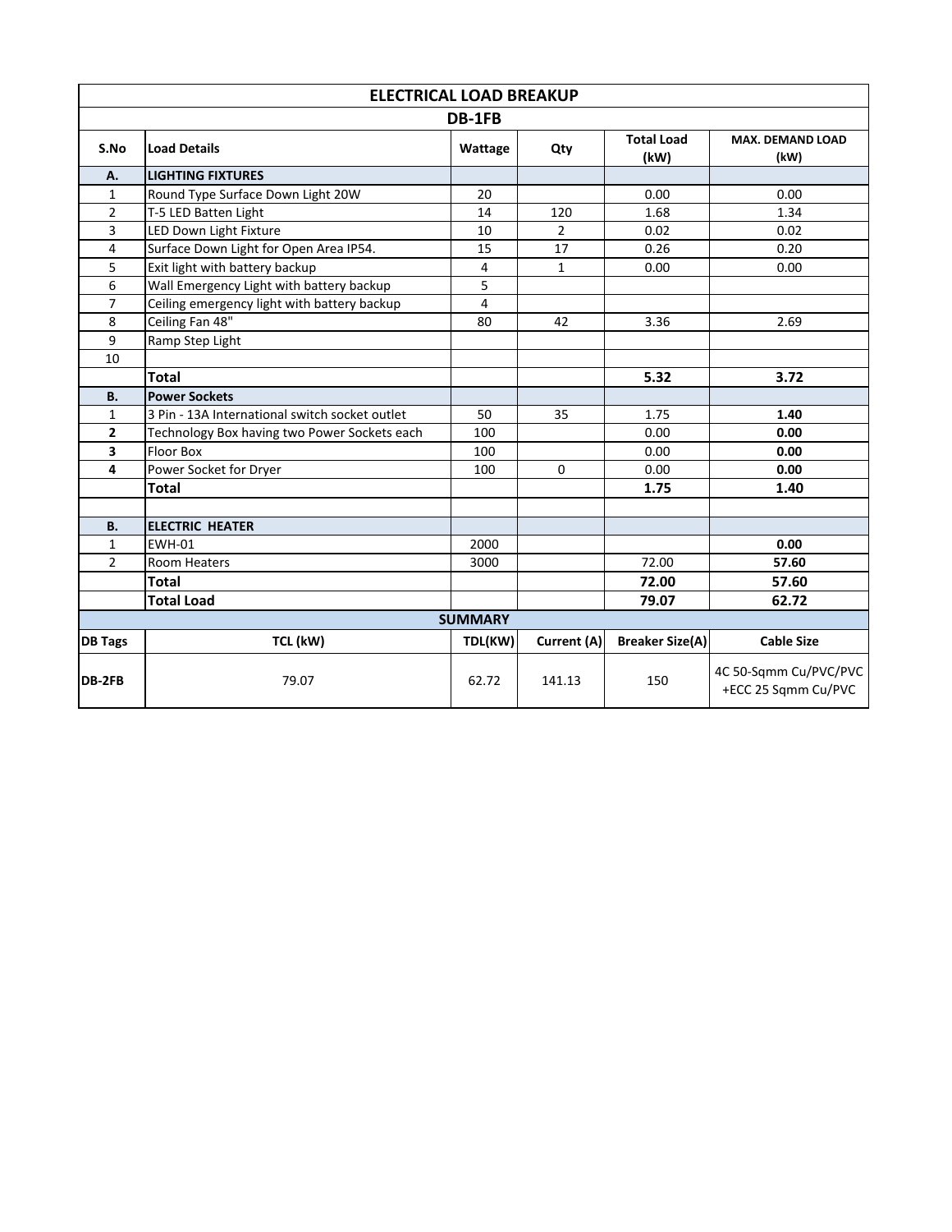| ELECTRICAL LOAD BREAKUP | | | | | |
|---|---|---|---|---|---|
| DB-1FB | | | | | |
| S.No | Load Details | Wattage | Qty | Total Load (kW) | MAX. DEMAND LOAD (kW) |
| **A.** | **LIGHTING FIXTURES** | | | | |
| 1 | Round Type Surface Down Light 20W | 20 | | 0.00 | 0.00 |
| 2 | T-5 LED Batten Light | 14 | 120 | 1.68 | 1.34 |
| 3 | LED Down Light Fixture | 10 | 2 | 0.02 | 0.02 |
| 4 | Surface Down Light for Open Area IP54. | 15 | 17 | 0.26 | 0.20 |
| 5 | Exit light with battery backup | 4 | 1 | 0.00 | 0.00 |
| 6 | Wall Emergency Light with battery backup | 5 | | | |
| 7 | Ceiling emergency light with battery backup | 4 | | | |
| 8 | Ceiling Fan 48" | 80 | 42 | 3.36 | 2.69 |
| 9 | Ramp Step Light | | | | |
| 10 | | | | | |
| | **Total** | | | **5.32** | **3.72** |
| **B.** | **Power Sockets** | | | | |
| 1 | 3 Pin - 13A International switch socket outlet | 50 | 35 | 1.75 | **1.40** |
| **2** | Technology Box having two Power Sockets each | 100 | | 0.00 | **0.00** |
| **3** | Floor Box | 100 | | 0.00 | **0.00** |
| **4** | Power Socket for Dryer | 100 | 0 | 0.00 | **0.00** |
| | **Total** | | | **1.75** | **1.40** |
| | | | | | |
| **B.** | **ELECTRIC HEATER** | | | | |
| 1 | EWH-01 | 2000 | | | **0.00** |
| 2 | Room Heaters | 3000 | | 72.00 | **57.60** |
| | **Total** | | | **72.00** | **57.60** |
| | **Total Load** | | | **79.07** | **62.72** |
| **SUMMARY** | | | | | |
| **DB Tags** | **TCL (kW)** | **TDL(KW)** | **Current (A)** | **Breaker Size(A)** | **Cable Size** |
| **DB-2FB** | 79.07 | 62.72 | 141.13 | 150 | 4C 50-Sqmm Cu/PVC/PVC +ECC 25 Sqmm Cu/PVC |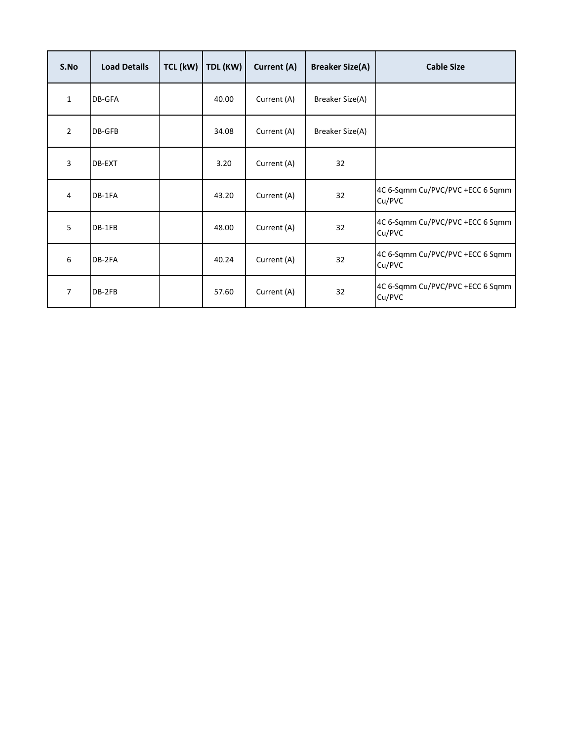| S.No | Load Details | TCL (kW) | TDL (KW) | Current (A) | Breaker Size(A) | Cable Size |
|---|---|---|---|---|---|---|
| 1 | DB-GFA | | 40.00 | Current (A) | Breaker Size(A) | |
| 2 | DB-GFB | | 34.08 | Current (A) | Breaker Size(A) | |
| 3 | DB-EXT | | 3.20 | Current (A) | 32 | |
| 4 | DB-1FA | | 43.20 | Current (A) | 32 | 4C 6-Sqmm Cu/PVC/PVC +ECC 6 Sqmm Cu/PVC |
| 5 | DB-1FB | | 48.00 | Current (A) | 32 | 4C 6-Sqmm Cu/PVC/PVC +ECC 6 Sqmm Cu/PVC |
| 6 | DB-2FA | | 40.24 | Current (A) | 32 | 4C 6-Sqmm Cu/PVC/PVC +ECC 6 Sqmm Cu/PVC |
| 7 | DB-2FB | | 57.60 | Current (A) | 32 | 4C 6-Sqmm Cu/PVC/PVC +ECC 6 Sqmm Cu/PVC |